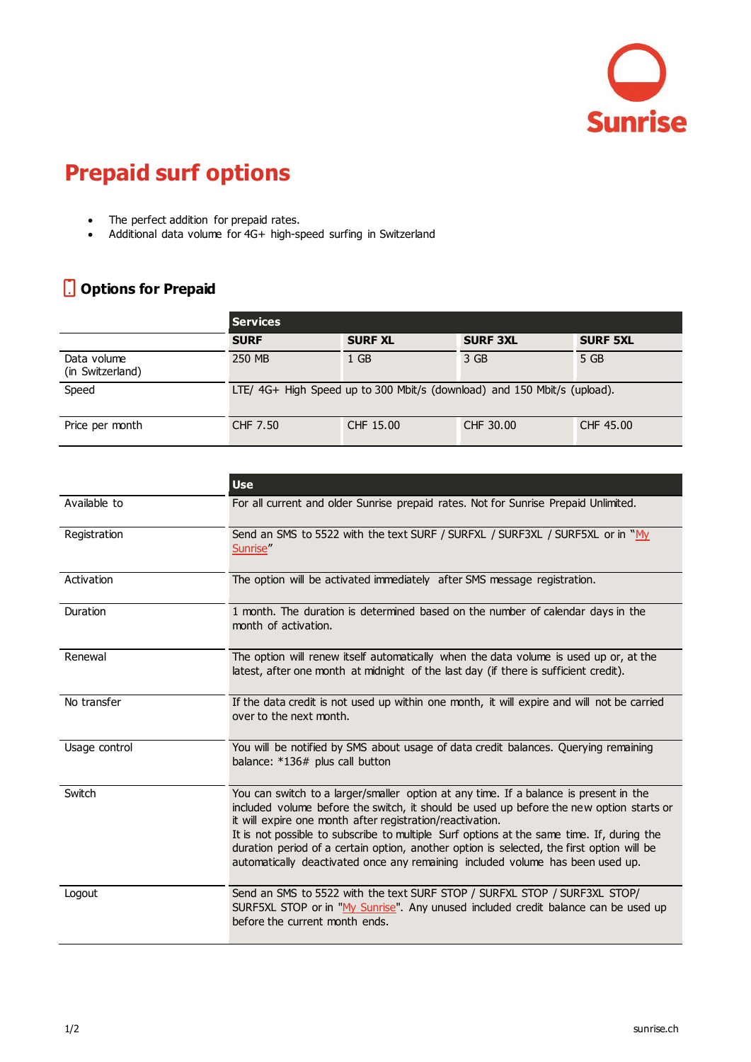# Prepaid surf options

- The perfect addition for prepaid rates.
- Additional data volume for 4G+ high-speed surfing in Switzerland

## Options for Prepaid

| | Services | | | |
|---|---|---|---|---|
| | **SURF** | **SURF XL** | **SURF 3XL** | **SURF 5XL** |
| Data volume (in Switzerland) | 250 MB | 1 GB | 3 GB | 5 GB |
| Speed | LTE/ 4G+ High Speed up to 300 Mbit/s (download) and 150 Mbit/s (upload). | | | |
| Price per month | CHF 7.50 | CHF 15.00 | CHF 30.00 | CHF 45.00 |

| | Use |
|---|---|
| Available to | For all current and older Sunrise prepaid rates. Not for Sunrise Prepaid Unlimited. |
| Registration | Send an SMS to 5522 with the text SURF / SURFXL / SURF3XL / SURF5XL or in "My Sunrise" |
| Activation | The option will be activated immediately after SMS message registration. |
| Duration | 1 month. The duration is determined based on the number of calendar days in the month of activation. |
| Renewal | The option will renew itself automatically when the data volume is used up or, at the latest, after one month at midnight of the last day (if there is sufficient credit). |
| No transfer | If the data credit is not used up within one month, it will expire and will not be carried over to the next month. |
| Usage control | You will be notified by SMS about usage of data credit balances. Querying remaining balance: *136# plus call button |
| Switch | You can switch to a larger/smaller option at any time. If a balance is present in the included volume before the switch, it should be used up before the new option starts or it will expire one month after registration/reactivation. It is not possible to subscribe to multiple Surf options at the same time. If, during the duration period of a certain option, another option is selected, the first option will be automatically deactivated once any remaining included volume has been used up. |
| Logout | Send an SMS to 5522 with the text SURF STOP / SURFXL STOP / SURF3XL STOP/ SURF5XL STOP or in "My Sunrise". Any unused included credit balance can be used up before the current month ends. |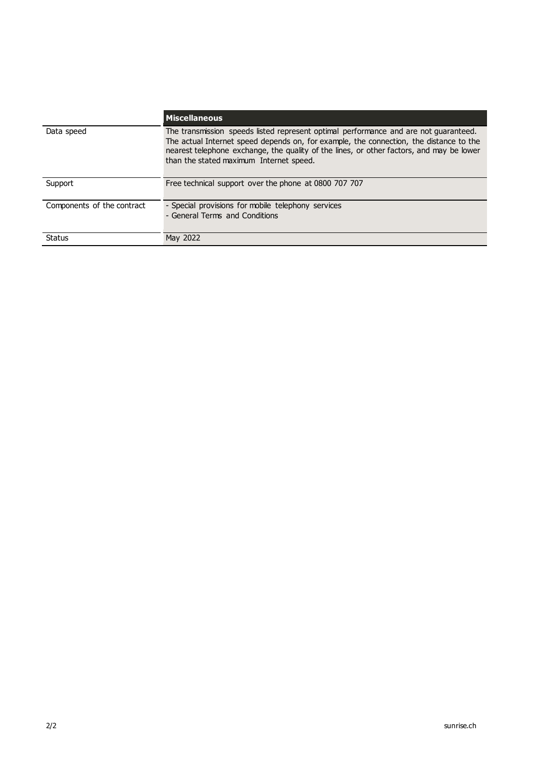| | Miscellaneous |
|---|---|
| Data speed | The transmission speeds listed represent optimal performance and are not guaranteed. The actual Internet speed depends on, for example, the connection, the distance to the nearest telephone exchange, the quality of the lines, or other factors, and may be lower than the stated maximum Internet speed. |
| Support | Free technical support over the phone at 0800 707 707 |
| Components of the contract | - Special provisions for mobile telephony services<br>- General Terms and Conditions |
| Status | May 2022 |